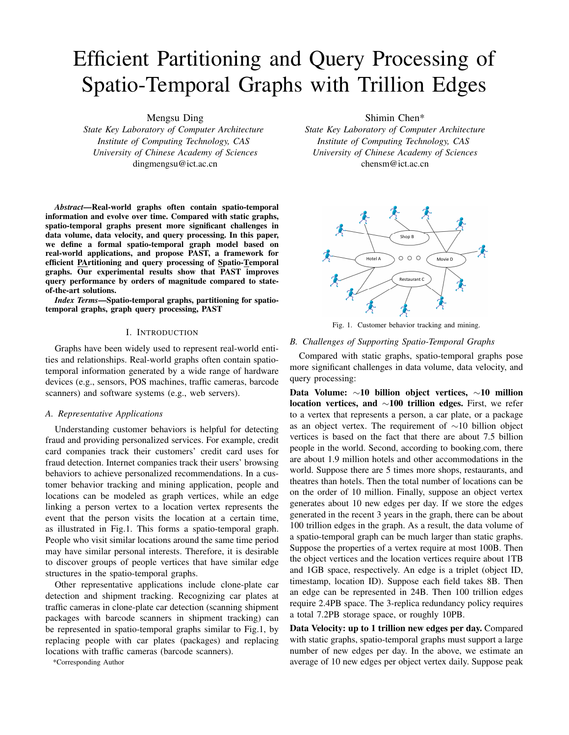# Efficient Partitioning and Query Processing of Spatio-Temporal Graphs with Trillion Edges

Mengsu Ding
*State Key Laboratory of Computer Architecture*
*Institute of Computing Technology, CAS*
*University of Chinese Academy of Sciences*
dingmengsu@ict.ac.cn

Shimin Chen*
*State Key Laboratory of Computer Architecture*
*Institute of Computing Technology, CAS*
*University of Chinese Academy of Sciences*
chensm@ict.ac.cn

***Abstract*—Real-world graphs often contain spatio-temporal information and evolve over time. Compared with static graphs, spatio-temporal graphs present more significant challenges in data volume, data velocity, and query processing. In this paper, we define a formal spatio-temporal graph model based on real-world applications, and propose PAST, a framework for efficient PArtitioning and query processing of Spatio-Temporal graphs. Our experimental results show that PAST improves query performance by orders of magnitude compared to state-of-the-art solutions.**

***Index Terms*—Spatio-temporal graphs, partitioning for spatio-temporal graphs, graph query processing, PAST**

## I. Introduction

Graphs have been widely used to represent real-world entities and relationships. Real-world graphs often contain spatio-temporal information generated by a wide range of hardware devices (e.g., sensors, POS machines, traffic cameras, barcode scanners) and software systems (e.g., web servers).

### A. Representative Applications

Understanding customer behaviors is helpful for detecting fraud and providing personalized services. For example, credit card companies track their customers' credit card uses for fraud detection. Internet companies track their users' browsing behaviors to achieve personalized recommendations. In a customer behavior tracking and mining application, people and locations can be modeled as graph vertices, while an edge linking a person vertex to a location vertex represents the event that the person visits the location at a certain time, as illustrated in Fig.1. This forms a spatio-temporal graph. People who visit similar locations around the same time period may have similar personal interests. Therefore, it is desirable to discover groups of people vertices that have similar edge structures in the spatio-temporal graphs.

Other representative applications include clone-plate car detection and shipment tracking. Recognizing car plates at traffic cameras in clone-plate car detection (scanning shipment packages with barcode scanners in shipment tracking) can be represented in spatio-temporal graphs similar to Fig.1, by replacing people with car plates (packages) and replacing locations with traffic cameras (barcode scanners).

*Corresponding Author

Fig. 1. Customer behavior tracking and mining.

### B. Challenges of Supporting Spatio-Temporal Graphs

Compared with static graphs, spatio-temporal graphs pose more significant challenges in data volume, data velocity, and query processing:

**Data Volume: ∼10 billion object vertices, ∼10 million location vertices, and ∼100 trillion edges.** First, we refer to a vertex that represents a person, a car plate, or a package as an object vertex. The requirement of ∼10 billion object vertices is based on the fact that there are about 7.5 billion people in the world. Second, according to booking.com, there are about 1.9 million hotels and other accommodations in the world. Suppose there are 5 times more shops, restaurants, and theatres than hotels. Then the total number of locations can be on the order of 10 million. Finally, suppose an object vertex generates about 10 new edges per day. If we store the edges generated in the recent 3 years in the graph, there can be about 100 trillion edges in the graph. As a result, the data volume of a spatio-temporal graph can be much larger than static graphs. Suppose the properties of a vertex require at most 100B. Then the object vertices and the location vertices require about 1TB and 1GB space, respectively. An edge is a triplet (object ID, timestamp, location ID). Suppose each field takes 8B. Then an edge can be represented in 24B. Then 100 trillion edges require 2.4PB space. The 3-replica redundancy policy requires a total 7.2PB storage space, or roughly 10PB.

**Data Velocity: up to 1 trillion new edges per day.** Compared with static graphs, spatio-temporal graphs must support a large number of new edges per day. In the above, we estimate an average of 10 new edges per object vertex daily. Suppose peak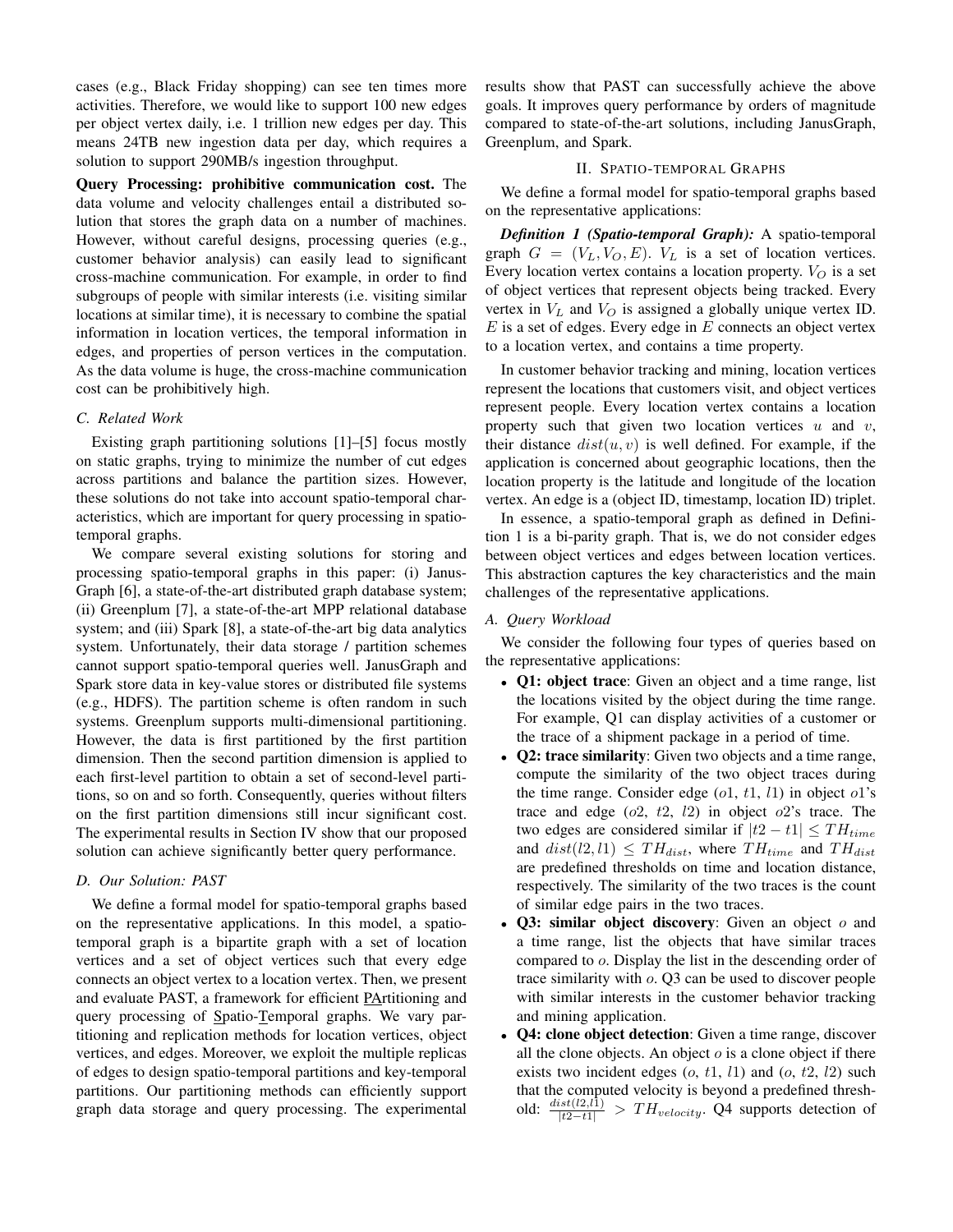cases (e.g., Black Friday shopping) can see ten times more activities. Therefore, we would like to support 100 new edges per object vertex daily, i.e. 1 trillion new edges per day. This means 24TB new ingestion data per day, which requires a solution to support 290MB/s ingestion throughput.

**Query Processing: prohibitive communication cost.** The data volume and velocity challenges entail a distributed solution that stores the graph data on a number of machines. However, without careful designs, processing queries (e.g., customer behavior analysis) can easily lead to significant cross-machine communication. For example, in order to find subgroups of people with similar interests (i.e. visiting similar locations at similar time), it is necessary to combine the spatial information in location vertices, the temporal information in edges, and properties of person vertices in the computation. As the data volume is huge, the cross-machine communication cost can be prohibitively high.

### C. Related Work

Existing graph partitioning solutions [1]–[5] focus mostly on static graphs, trying to minimize the number of cut edges across partitions and balance the partition sizes. However, these solutions do not take into account spatio-temporal characteristics, which are important for query processing in spatio-temporal graphs.

We compare several existing solutions for storing and processing spatio-temporal graphs in this paper: (i) JanusGraph [6], a state-of-the-art distributed graph database system; (ii) Greenplum [7], a state-of-the-art MPP relational database system; and (iii) Spark [8], a state-of-the-art big data analytics system. Unfortunately, their data storage / partition schemes cannot support spatio-temporal queries well. JanusGraph and Spark store data in key-value stores or distributed file systems (e.g., HDFS). The partition scheme is often random in such systems. Greenplum supports multi-dimensional partitioning. However, the data is first partitioned by the first partition dimension. Then the second partition dimension is applied to each first-level partition to obtain a set of second-level partitions, so on and so forth. Consequently, queries without filters on the first partition dimensions still incur significant cost. The experimental results in Section IV show that our proposed solution can achieve significantly better query performance.

### D. Our Solution: PAST

We define a formal model for spatio-temporal graphs based on the representative applications. In this model, a spatio-temporal graph is a bipartite graph with a set of location vertices and a set of object vertices such that every edge connects an object vertex to a location vertex. Then, we present and evaluate PAST, a framework for efficient PArtitioning and query processing of Spatio-Temporal graphs. We vary partitioning and replication methods for location vertices, object vertices, and edges. Moreover, we exploit the multiple replicas of edges to design spatio-temporal partitions and key-temporal partitions. Our partitioning methods can efficiently support graph data storage and query processing. The experimental results show that PAST can successfully achieve the above goals. It improves query performance by orders of magnitude compared to state-of-the-art solutions, including JanusGraph, Greenplum, and Spark.

## II. Spatio-temporal Graphs

We define a formal model for spatio-temporal graphs based on the representative applications:

***Definition 1 (Spatio-temporal Graph):*** A spatio-temporal graph $G = (V_L, V_O, E)$. $V_L$ is a set of location vertices. Every location vertex contains a location property. $V_O$ is a set of object vertices that represent objects being tracked. Every vertex in $V_L$ and $V_O$ is assigned a globally unique vertex ID. $E$ is a set of edges. Every edge in $E$ connects an object vertex to a location vertex, and contains a time property.

In customer behavior tracking and mining, location vertices represent the locations that customers visit, and object vertices represent people. Every location vertex contains a location property such that given two location vertices $u$ and $v$, their distance $dist(u, v)$ is well defined. For example, if the application is concerned about geographic locations, then the location property is the latitude and longitude of the location vertex. An edge is a (object ID, timestamp, location ID) triplet.

In essence, a spatio-temporal graph as defined in Definition 1 is a bi-parity graph. That is, we do not consider edges between object vertices and edges between location vertices. This abstraction captures the key characteristics and the main challenges of the representative applications.

### A. Query Workload

We consider the following four types of queries based on the representative applications:

- **Q1: object trace**: Given an object and a time range, list the locations visited by the object during the time range. For example, Q1 can display activities of a customer or the trace of a shipment package in a period of time.
- **Q2: trace similarity**: Given two objects and a time range, compute the similarity of the two object traces during the time range. Consider edge ($o1$, $t1$, $l1$) in object $o1$'s trace and edge ($o2$, $t2$, $l2$) in object $o2$'s trace. The two edges are considered similar if $|t2 - t1| \leq TH_{time}$ and $dist(l2, l1) \leq TH_{dist}$, where $TH_{time}$ and $TH_{dist}$ are predefined thresholds on time and location distance, respectively. The similarity of the two traces is the count of similar edge pairs in the two traces.
- **Q3: similar object discovery**: Given an object $o$ and a time range, list the objects that have similar traces compared to $o$. Display the list in the descending order of trace similarity with $o$. Q3 can be used to discover people with similar interests in the customer behavior tracking and mining application.
- **Q4: clone object detection**: Given a time range, discover all the clone objects. An object $o$ is a clone object if there exists two incident edges ($o$, $t1$, $l1$) and ($o$, $t2$, $l2$) such that the computed velocity is beyond a predefined threshold: $\frac{dist(l2,l1)}{|t2-t1|} > TH_{velocity}$. Q4 supports detection of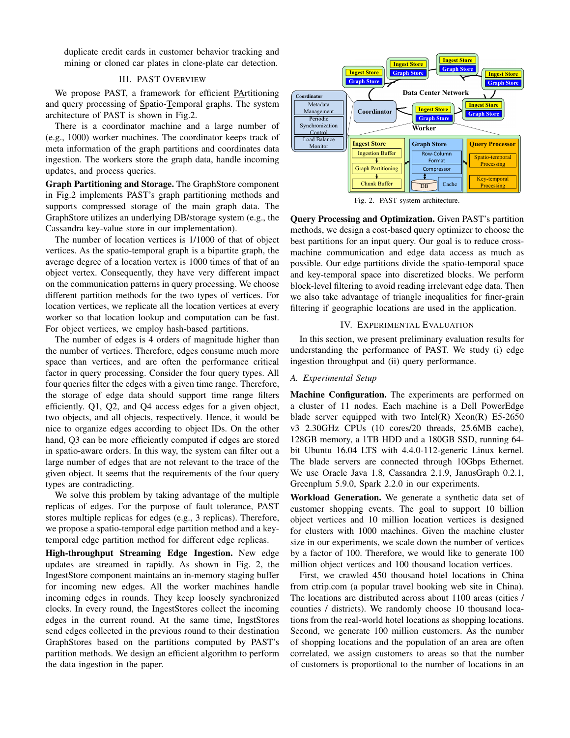duplicate credit cards in customer behavior tracking and mining or cloned car plates in clone-plate car detection.

## III. PAST Overview

We propose PAST, a framework for efficient PArtitioning and query processing of Spatio-Temporal graphs. The system architecture of PAST is shown in Fig.2.

There is a coordinator machine and a large number of (e.g., 1000) worker machines. The coordinator keeps track of meta information of the graph partitions and coordinates data ingestion. The workers store the graph data, handle incoming updates, and process queries.

**Graph Partitioning and Storage.** The GraphStore component in Fig.2 implements PAST's graph partitioning methods and supports compressed storage of the main graph data. The GraphStore utilizes an underlying DB/storage system (e.g., the Cassandra key-value store in our implementation).

The number of location vertices is 1/1000 of that of object vertices. As the spatio-temporal graph is a bipartite graph, the average degree of a location vertex is 1000 times of that of an object vertex. Consequently, they have very different impact on the communication patterns in query processing. We choose different partition methods for the two types of vertices. For location vertices, we replicate all the location vertices at every worker so that location lookup and computation can be fast. For object vertices, we employ hash-based partitions.

The number of edges is 4 orders of magnitude higher than the number of vertices. Therefore, edges consume much more space than vertices, and are often the performance critical factor in query processing. Consider the four query types. All four queries filter the edges with a given time range. Therefore, the storage of edge data should support time range filters efficiently. Q1, Q2, and Q4 access edges for a given object, two objects, and all objects, respectively. Hence, it would be nice to organize edges according to object IDs. On the other hand, Q3 can be more efficiently computed if edges are stored in spatio-aware orders. In this way, the system can filter out a large number of edges that are not relevant to the trace of the given object. It seems that the requirements of the four query types are contradicting.

We solve this problem by taking advantage of the multiple replicas of edges. For the purpose of fault tolerance, PAST stores multiple replicas for edges (e.g., 3 replicas). Therefore, we propose a spatio-temporal edge partition method and a key-temporal edge partition method for different edge replicas.

**High-throughput Streaming Edge Ingestion.** New edge updates are streamed in rapidly. As shown in Fig. 2, the IngestStore component maintains an in-memory staging buffer for incoming new edges. All the worker machines handle incoming edges in rounds. They keep loosely synchronized clocks. In every round, the IngestStores collect the incoming edges in the current round. At the same time, IngstStores send edges collected in the previous round to their destination GraphStores based on the partitions computed by PAST's partition methods. We design an efficient algorithm to perform the data ingestion in the paper.

Fig. 2. PAST system architecture.

**Query Processing and Optimization.** Given PAST's partition methods, we design a cost-based query optimizer to choose the best partitions for an input query. Our goal is to reduce cross-machine communication and edge data access as much as possible. Our edge partitions divide the spatio-temporal space and key-temporal space into discretized blocks. We perform block-level filtering to avoid reading irrelevant edge data. Then we also take advantage of triangle inequalities for finer-grain filtering if geographic locations are used in the application.

## IV. Experimental Evaluation

In this section, we present preliminary evaluation results for understanding the performance of PAST. We study (i) edge ingestion throughput and (ii) query performance.

### A. Experimental Setup

**Machine Configuration.** The experiments are performed on a cluster of 11 nodes. Each machine is a Dell PowerEdge blade server equipped with two Intel(R) Xeon(R) E5-2650 v3 2.30GHz CPUs (10 cores/20 threads, 25.6MB cache), 128GB memory, a 1TB HDD and a 180GB SSD, running 64-bit Ubuntu 16.04 LTS with 4.4.0-112-generic Linux kernel. The blade servers are connected through 10Gbps Ethernet. We use Oracle Java 1.8, Cassandra 2.1.9, JanusGraph 0.2.1, Greenplum 5.9.0, Spark 2.2.0 in our experiments.

**Workload Generation.** We generate a synthetic data set of customer shopping events. The goal to support 10 billion object vertices and 10 million location vertices is designed for clusters with 1000 machines. Given the machine cluster size in our experiments, we scale down the number of vertices by a factor of 100. Therefore, we would like to generate 100 million object vertices and 100 thousand location vertices.

First, we crawled 450 thousand hotel locations in China from ctrip.com (a popular travel booking web site in China). The locations are distributed across about 1100 areas (cities / counties / districts). We randomly choose 10 thousand locations from the real-world hotel locations as shopping locations. Second, we generate 100 million customers. As the number of shopping locations and the population of an area are often correlated, we assign customers to areas so that the number of customers is proportional to the number of locations in an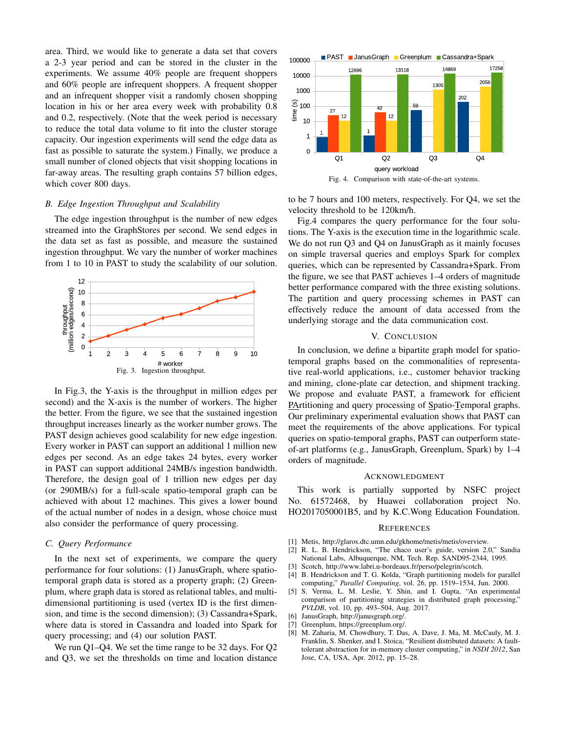area. Third, we would like to generate a data set that covers a 2-3 year period and can be stored in the cluster in the experiments. We assume 40% people are frequent shoppers and 60% people are infrequent shoppers. A frequent shopper and an infrequent shopper visit a randomly chosen shopping location in his or her area every week with probability 0.8 and 0.2, respectively. (Note that the week period is necessary to reduce the total data volume to fit into the cluster storage capacity. Our ingestion experiments will send the edge data as fast as possible to saturate the system.) Finally, we produce a small number of cloned objects that visit shopping locations in far-away areas. The resulting graph contains 57 billion edges, which cover 800 days.

### *B. Edge Ingestion Throughput and Scalability*

The edge ingestion throughput is the number of new edges streamed into the GraphStores per second. We send edges in the data set as fast as possible, and measure the sustained ingestion throughput. We vary the number of worker machines from 1 to 10 in PAST to study the scalability of our solution.

throughput (million edges/second)
12
10
8
6
4
2
0
1 2 3 4 5 6 7 8 9 10
# worker

Fig. 3. Ingestion throughput.

In Fig.3, the Y-axis is the throughput in million edges per second) and the X-axis is the number of workers. The higher the better. From the figure, we see that the sustained ingestion throughput increases linearly as the worker number grows. The PAST design achieves good scalability for new edge ingestion. Every worker in PAST can support an additional 1 million new edges per second. As an edge takes 24 bytes, every worker in PAST can support additional 24MB/s ingestion bandwidth. Therefore, the design goal of 1 trillion new edges per day (or 290MB/s) for a full-scale spatio-temporal graph can be achieved with about 12 machines. This gives a lower bound of the actual number of nodes in a design, whose choice must also consider the performance of query processing.

### *C. Query Performance*

In the next set of experiments, we compare the query performance for four solutions: (1) JanusGraph, where spatio-temporal graph data is stored as a property graph; (2) Greenplum, where graph data is stored as relational tables, and multi-dimensional partitioning is used (vertex ID is the first dimension, and time is the second dimension); (3) Cassandra+Spark, where data is stored in Cassandra and loaded into Spark for query processing; and (4) our solution PAST.

We run Q1–Q4. We set the time range to be 32 days. For Q2 and Q3, we set the thresholds on time and location distance to be 7 hours and 100 meters, respectively. For Q4, we set the velocity threshold to be 120km/h.

PAST JanusGraph Greenplum Cassandra+Spark
time (s)
100000
10000
1000
100
10
1
0
1 27 12 12696
1 42 12 13118
59 1305 14869
202 2056 17258
Q1 Q2 Q3 Q4
query workload

Fig. 4. Comparison with state-of-the-art systems.

Fig.4 compares the query performance for the four solutions. The Y-axis is the execution time in the logarithmic scale. We do not run Q3 and Q4 on JanusGraph as it mainly focuses on simple traversal queries and employs Spark for complex queries, which can be represented by Cassandra+Spark. From the figure, we see that PAST achieves 1–4 orders of magnitude better performance compared with the three existing solutions. The partition and query processing schemes in PAST can effectively reduce the amount of data accessed from the underlying storage and the data communication cost.

## V. Conclusion

In conclusion, we define a bipartite graph model for spatio-temporal graphs based on the commonalities of representative real-world applications, i.e., customer behavior tracking and mining, clone-plate car detection, and shipment tracking. We propose and evaluate PAST, a framework for efficient PArtitioning and query processing of Spatio-Temporal graphs. Our preliminary experimental evaluation shows that PAST can meet the requirements of the above applications. For typical queries on spatio-temporal graphs, PAST can outperform state-of-art platforms (e.g., JanusGraph, Greenplum, Spark) by 1–4 orders of magnitude.

## Acknowledgment

This work is partially supported by NSFC project No. 61572468, by Huawei collaboration project No. HO2017050001B5, and by K.C.Wong Education Foundation.

## References

[1] Metis, http://glaros.dtc.umn.edu/gkhome/metis/metis/overview.
[2] R. L. B. Hendrickson, "The chaco user's guide, version 2.0," Sandia National Labs, Albuquerque, NM, Tech. Rep. SAND95-2344, 1995.
[3] Scotch, http://www.labri.u-bordeaux.fr/perso/pelegrin/scotch.
[4] B. Hendrickson and T. G. Kolda, "Graph partitioning models for parallel computing," *Parallel Computing*, vol. 26, pp. 1519–1534, Jun. 2000.
[5] S. Verma, L. M. Leslie, Y. Shin, and I. Gupta, "An experimental comparison of partitioning strategies in distributed graph processing," *PVLDB*, vol. 10, pp. 493–504, Aug. 2017.
[6] JanusGraph, http://janusgraph.org/.
[7] Greenplum, https://greenplum.org/.
[8] M. Zaharia, M. Chowdhury, T. Das, A. Dave, J. Ma, M. McCauly, M. J. Franklin, S. Shenker, and I. Stoica, "Resilient distributed datasets: A fault-tolerant abstraction for in-memory cluster computing," in *NSDI 2012*, San Jose, CA, USA, Apr. 2012, pp. 15–28.